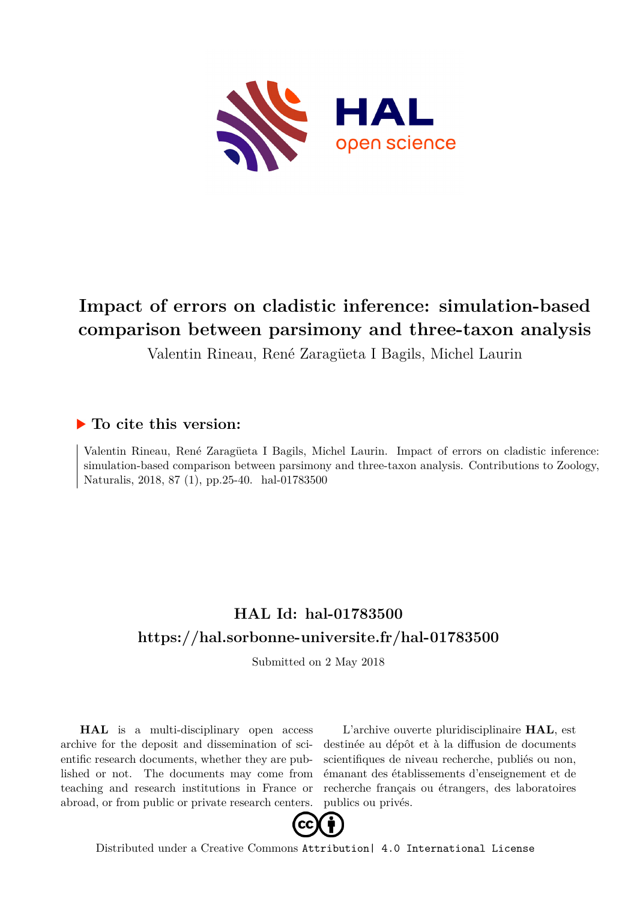# Impact of errors on cladistic inference: simulation-based comparison between parsimony and three-taxon analysis

Valentin Rineau, René Zaragüeta I Bagils, Michel Laurin

## ▶ To cite this version:

Valentin Rineau, René Zaragüeta I Bagils, Michel Laurin. Impact of errors on cladistic inference: simulation-based comparison between parsimony and three-taxon analysis. Contributions to Zoology, Naturalis, 2018, 87 (1), pp.25-40. hal-01783500

## HAL Id: hal-01783500

## https://hal.sorbonne-universite.fr/hal-01783500

Submitted on 2 May 2018

**HAL** is a multi-disciplinary open access archive for the deposit and dissemination of scientific research documents, whether they are published or not. The documents may come from teaching and research institutions in France or abroad, or from public or private research centers.

L'archive ouverte pluridisciplinaire **HAL**, est destinée au dépôt et à la diffusion de documents scientifiques de niveau recherche, publiés ou non, émanant des établissements d'enseignement et de recherche français ou étrangers, des laboratoires publics ou privés.

Distributed under a Creative Commons Attribution| 4.0 International License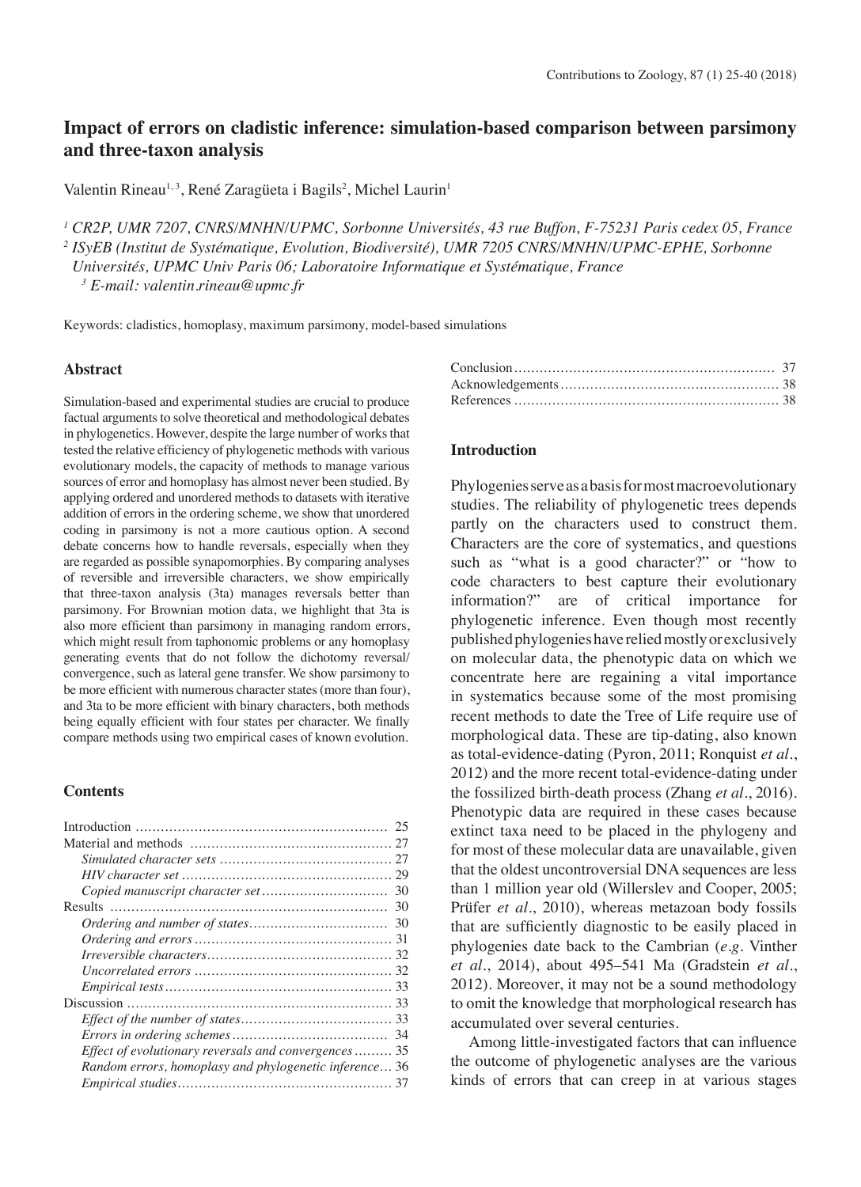# Impact of errors on cladistic inference: simulation-based comparison between parsimony and three-taxon analysis

Valentin Rineau[1, 3], René Zaragüeta i Bagils[2], Michel Laurin[1]

*[1] CR2P, UMR 7207, CNRS/MNHN/UPMC, Sorbonne Universités, 43 rue Buffon, F-75231 Paris cedex 05, France*
*[2] ISyEB (Institut de Systématique, Evolution, Biodiversité), UMR 7205 CNRS/MNHN/UPMC-EPHE, Sorbonne Universités, UPMC Univ Paris 06; Laboratoire Informatique et Systématique, France*
*[3] E-mail: valentin.rineau@upmc.fr*

Keywords: cladistics, homoplasy, maximum parsimony, model-based simulations

## Abstract

Simulation-based and experimental studies are crucial to produce factual arguments to solve theoretical and methodological debates in phylogenetics. However, despite the large number of works that tested the relative efficiency of phylogenetic methods with various evolutionary models, the capacity of methods to manage various sources of error and homoplasy has almost never been studied. By applying ordered and unordered methods to datasets with iterative addition of errors in the ordering scheme, we show that unordered coding in parsimony is not a more cautious option. A second debate concerns how to handle reversals, especially when they are regarded as possible synapomorphies. By comparing analyses of reversible and irreversible characters, we show empirically that three-taxon analysis (3ta) manages reversals better than parsimony. For Brownian motion data, we highlight that 3ta is also more efficient than parsimony in managing random errors, which might result from taphonomic problems or any homoplasy generating events that do not follow the dichotomy reversal/convergence, such as lateral gene transfer. We show parsimony to be more efficient with numerous character states (more than four), and 3ta to be more efficient with binary characters, both methods being equally efficient with four states per character. We finally compare methods using two empirical cases of known evolution.

## Contents

Introduction ... 25
Material and methods ... 27
*Simulated character sets* ... 27
*HIV character set* ... 29
*Copied manuscript character set* ... 30
Results ... 30
*Ordering and number of states* ... 30
*Ordering and errors* ... 31
*Irreversible characters* ... 32
*Uncorrelated errors* ... 32
*Empirical tests* ... 33
Discussion ... 33
*Effect of the number of states* ... 33
*Errors in ordering schemes* ... 34
*Effect of evolutionary reversals and convergences* ... 35
*Random errors, homoplasy and phylogenetic inference* ... 36
*Empirical studies* ... 37
Conclusion ... 37
Acknowledgements ... 38
References ... 38

## Introduction

Phylogenies serve as a basis for most macroevolutionary studies. The reliability of phylogenetic trees depends partly on the characters used to construct them. Characters are the core of systematics, and questions such as "what is a good character?" or "how to code characters to best capture their evolutionary information?" are of critical importance for phylogenetic inference. Even though most recently published phylogenies have relied mostly or exclusively on molecular data, the phenotypic data on which we concentrate here are regaining a vital importance in systematics because some of the most promising recent methods to date the Tree of Life require use of morphological data. These are tip-dating, also known as total-evidence-dating (Pyron, 2011; Ronquist *et al.*, 2012) and the more recent total-evidence-dating under the fossilized birth-death process (Zhang *et al.*, 2016). Phenotypic data are required in these cases because extinct taxa need to be placed in the phylogeny and for most of these molecular data are unavailable, given that the oldest uncontroversial DNA sequences are less than 1 million year old (Willerslev and Cooper, 2005; Prüfer *et al.*, 2010), whereas metazoan body fossils that are sufficiently diagnostic to be easily placed in phylogenies date back to the Cambrian (*e.g.* Vinther *et al.*, 2014), about 495–541 Ma (Gradstein *et al.*, 2012). Moreover, it may not be a sound methodology to omit the knowledge that morphological research has accumulated over several centuries.

Among little-investigated factors that can influence the outcome of phylogenetic analyses are the various kinds of errors that can creep in at various stages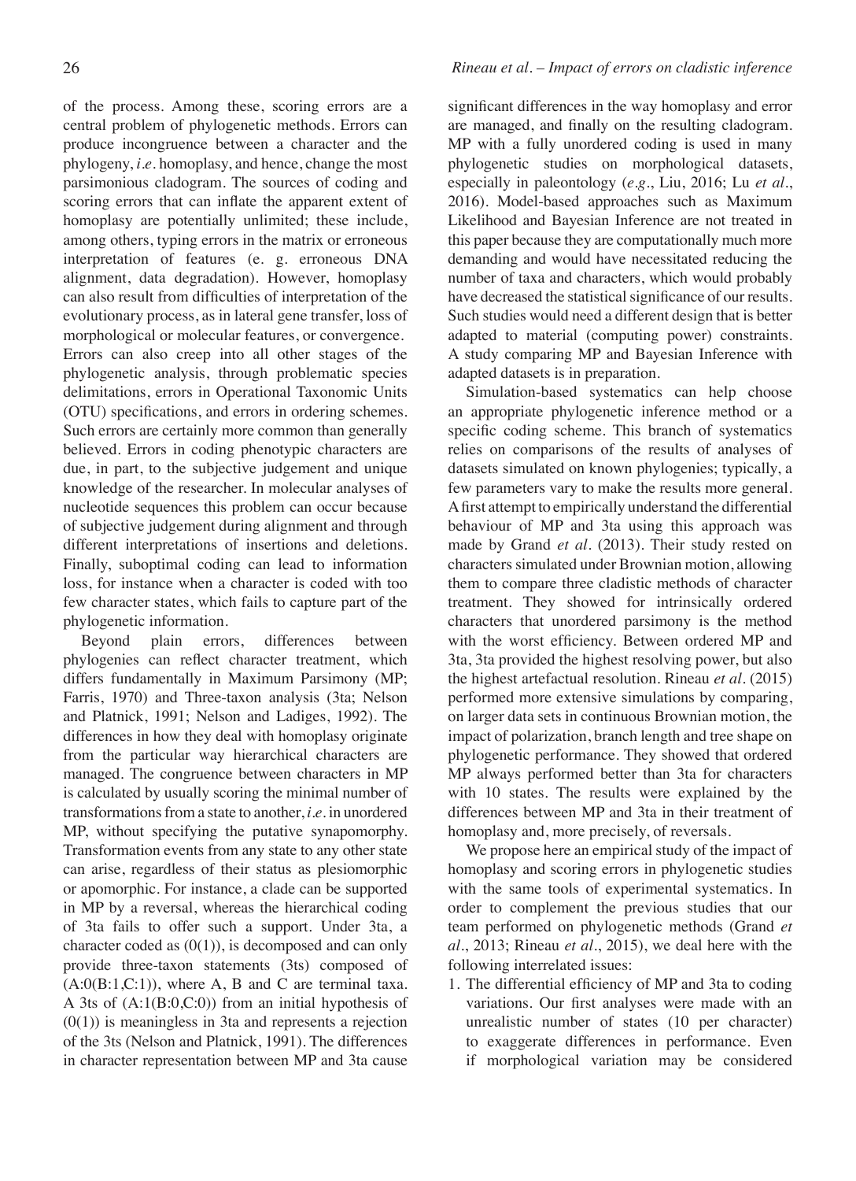of the process. Among these, scoring errors are a central problem of phylogenetic methods. Errors can produce incongruence between a character and the phylogeny, *i.e.* homoplasy, and hence, change the most parsimonious cladogram. The sources of coding and scoring errors that can inflate the apparent extent of homoplasy are potentially unlimited; these include, among others, typing errors in the matrix or erroneous interpretation of features (e. g. erroneous DNA alignment, data degradation). However, homoplasy can also result from difficulties of interpretation of the evolutionary process, as in lateral gene transfer, loss of morphological or molecular features, or convergence. Errors can also creep into all other stages of the phylogenetic analysis, through problematic species delimitations, errors in Operational Taxonomic Units (OTU) specifications, and errors in ordering schemes. Such errors are certainly more common than generally believed. Errors in coding phenotypic characters are due, in part, to the subjective judgement and unique knowledge of the researcher. In molecular analyses of nucleotide sequences this problem can occur because of subjective judgement during alignment and through different interpretations of insertions and deletions. Finally, suboptimal coding can lead to information loss, for instance when a character is coded with too few character states, which fails to capture part of the phylogenetic information.

Beyond plain errors, differences between phylogenies can reflect character treatment, which differs fundamentally in Maximum Parsimony (MP; Farris, 1970) and Three-taxon analysis (3ta; Nelson and Platnick, 1991; Nelson and Ladiges, 1992). The differences in how they deal with homoplasy originate from the particular way hierarchical characters are managed. The congruence between characters in MP is calculated by usually scoring the minimal number of transformations from a state to another, *i.e.* in unordered MP, without specifying the putative synapomorphy. Transformation events from any state to any other state can arise, regardless of their status as plesiomorphic or apomorphic. For instance, a clade can be supported in MP by a reversal, whereas the hierarchical coding of 3ta fails to offer such a support. Under 3ta, a character coded as (0(1)), is decomposed and can only provide three-taxon statements (3ts) composed of (A:0(B:1,C:1)), where A, B and C are terminal taxa. A 3ts of (A:1(B:0,C:0)) from an initial hypothesis of (0(1)) is meaningless in 3ta and represents a rejection of the 3ts (Nelson and Platnick, 1991). The differences in character representation between MP and 3ta cause significant differences in the way homoplasy and error are managed, and finally on the resulting cladogram. MP with a fully unordered coding is used in many phylogenetic studies on morphological datasets, especially in paleontology (*e.g.*, Liu, 2016; Lu *et al.*, 2016). Model-based approaches such as Maximum Likelihood and Bayesian Inference are not treated in this paper because they are computationally much more demanding and would have necessitated reducing the number of taxa and characters, which would probably have decreased the statistical significance of our results. Such studies would need a different design that is better adapted to material (computing power) constraints. A study comparing MP and Bayesian Inference with adapted datasets is in preparation.

Simulation-based systematics can help choose an appropriate phylogenetic inference method or a specific coding scheme. This branch of systematics relies on comparisons of the results of analyses of datasets simulated on known phylogenies; typically, a few parameters vary to make the results more general. A first attempt to empirically understand the differential behaviour of MP and 3ta using this approach was made by Grand *et al.* (2013). Their study rested on characters simulated under Brownian motion, allowing them to compare three cladistic methods of character treatment. They showed for intrinsically ordered characters that unordered parsimony is the method with the worst efficiency. Between ordered MP and 3ta, 3ta provided the highest resolving power, but also the highest artefactual resolution. Rineau *et al.* (2015) performed more extensive simulations by comparing, on larger data sets in continuous Brownian motion, the impact of polarization, branch length and tree shape on phylogenetic performance. They showed that ordered MP always performed better than 3ta for characters with 10 states. The results were explained by the differences between MP and 3ta in their treatment of homoplasy and, more precisely, of reversals.

We propose here an empirical study of the impact of homoplasy and scoring errors in phylogenetic studies with the same tools of experimental systematics. In order to complement the previous studies that our team performed on phylogenetic methods (Grand *et al.*, 2013; Rineau *et al.*, 2015), we deal here with the following interrelated issues:

1. The differential efficiency of MP and 3ta to coding variations. Our first analyses were made with an unrealistic number of states (10 per character) to exaggerate differences in performance. Even if morphological variation may be considered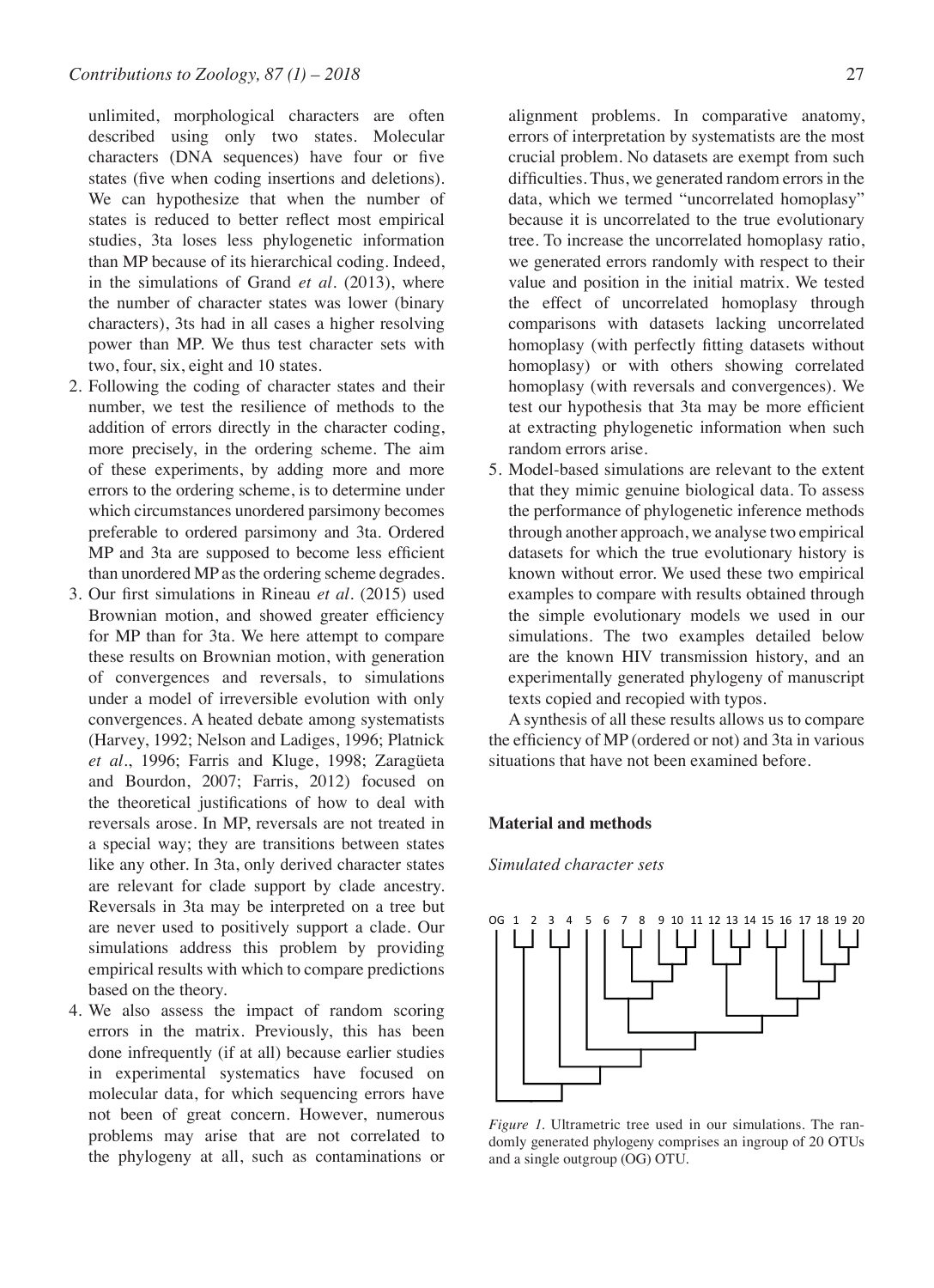unlimited, morphological characters are often described using only two states. Molecular characters (DNA sequences) have four or five states (five when coding insertions and deletions). We can hypothesize that when the number of states is reduced to better reflect most empirical studies, 3ta loses less phylogenetic information than MP because of its hierarchical coding. Indeed, in the simulations of Grand *et al*. (2013), where the number of character states was lower (binary characters), 3ts had in all cases a higher resolving power than MP. We thus test character sets with two, four, six, eight and 10 states.

2. Following the coding of character states and their number, we test the resilience of methods to the addition of errors directly in the character coding, more precisely, in the ordering scheme. The aim of these experiments, by adding more and more errors to the ordering scheme, is to determine under which circumstances unordered parsimony becomes preferable to ordered parsimony and 3ta. Ordered MP and 3ta are supposed to become less efficient than unordered MP as the ordering scheme degrades.
3. Our first simulations in Rineau *et al*. (2015) used Brownian motion, and showed greater efficiency for MP than for 3ta. We here attempt to compare these results on Brownian motion, with generation of convergences and reversals, to simulations under a model of irreversible evolution with only convergences. A heated debate among systematists (Harvey, 1992; Nelson and Ladiges, 1996; Platnick *et al*., 1996; Farris and Kluge, 1998; Zaragüeta and Bourdon, 2007; Farris, 2012) focused on the theoretical justifications of how to deal with reversals arose. In MP, reversals are not treated in a special way; they are transitions between states like any other. In 3ta, only derived character states are relevant for clade support by clade ancestry. Reversals in 3ta may be interpreted on a tree but are never used to positively support a clade. Our simulations address this problem by providing empirical results with which to compare predictions based on the theory.
4. We also assess the impact of random scoring errors in the matrix. Previously, this has been done infrequently (if at all) because earlier studies in experimental systematics have focused on molecular data, for which sequencing errors have not been of great concern. However, numerous problems may arise that are not correlated to the phylogeny at all, such as contaminations or alignment problems. In comparative anatomy, errors of interpretation by systematists are the most crucial problem. No datasets are exempt from such difficulties. Thus, we generated random errors in the data, which we termed "uncorrelated homoplasy" because it is uncorrelated to the true evolutionary tree. To increase the uncorrelated homoplasy ratio, we generated errors randomly with respect to their value and position in the initial matrix. We tested the effect of uncorrelated homoplasy through comparisons with datasets lacking uncorrelated homoplasy (with perfectly fitting datasets without homoplasy) or with others showing correlated homoplasy (with reversals and convergences). We test our hypothesis that 3ta may be more efficient at extracting phylogenetic information when such random errors arise.
5. Model-based simulations are relevant to the extent that they mimic genuine biological data. To assess the performance of phylogenetic inference methods through another approach, we analyse two empirical datasets for which the true evolutionary history is known without error. We used these two empirical examples to compare with results obtained through the simple evolutionary models we used in our simulations. The two examples detailed below are the known HIV transmission history, and an experimentally generated phylogeny of manuscript texts copied and recopied with typos.

A synthesis of all these results allows us to compare the efficiency of MP (ordered or not) and 3ta in various situations that have not been examined before.

## Material and methods

### *Simulated character sets*

*Figure 1.* Ultrametric tree used in our simulations. The randomly generated phylogeny comprises an ingroup of 20 OTUs and a single outgroup (OG) OTU.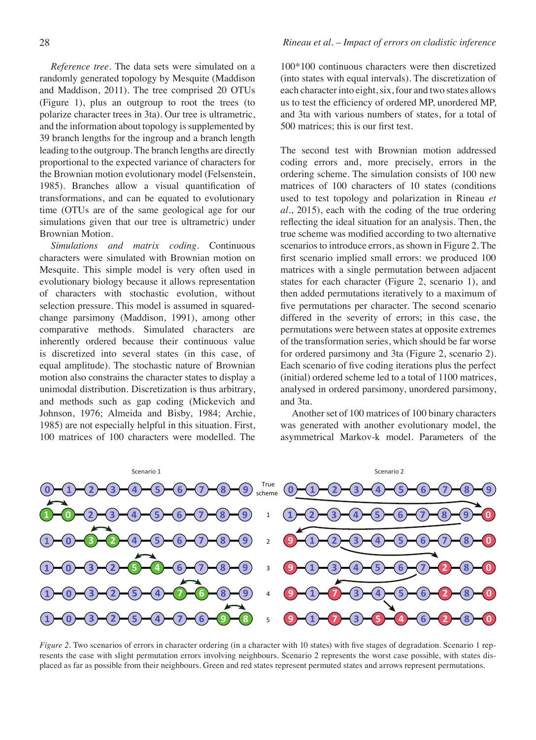*Reference tree*. The data sets were simulated on a randomly generated topology by Mesquite (Maddison and Maddison, 2011). The tree comprised 20 OTUs (Figure 1), plus an outgroup to root the trees (to polarize character trees in 3ta). Our tree is ultrametric, and the information about topology is supplemented by 39 branch lengths for the ingroup and a branch length leading to the outgroup. The branch lengths are directly proportional to the expected variance of characters for the Brownian motion evolutionary model (Felsenstein, 1985). Branches allow a visual quantification of transformations, and can be equated to evolutionary time (OTUs are of the same geological age for our simulations given that our tree is ultrametric) under Brownian Motion.

*Simulations and matrix coding*. Continuous characters were simulated with Brownian motion on Mesquite. This simple model is very often used in evolutionary biology because it allows representation of characters with stochastic evolution, without selection pressure. This model is assumed in squared-change parsimony (Maddison, 1991), among other comparative methods. Simulated characters are inherently ordered because their continuous value is discretized into several states (in this case, of equal amplitude). The stochastic nature of Brownian motion also constrains the character states to display a unimodal distribution. Discretization is thus arbitrary, and methods such as gap coding (Mickevich and Johnson, 1976; Almeida and Bisby, 1984; Archie, 1985) are not especially helpful in this situation. First, 100 matrices of 100 characters were modelled. The 100*100 continuous characters were then discretized (into states with equal intervals). The discretization of each character into eight, six, four and two states allows us to test the efficiency of ordered MP, unordered MP, and 3ta with various numbers of states, for a total of 500 matrices; this is our first test.

The second test with Brownian motion addressed coding errors and, more precisely, errors in the ordering scheme. The simulation consists of 100 new matrices of 100 characters of 10 states (conditions used to test topology and polarization in Rineau *et al*., 2015), each with the coding of the true ordering reflecting the ideal situation for an analysis. Then, the true scheme was modified according to two alternative scenarios to introduce errors, as shown in Figure 2. The first scenario implied small errors: we produced 100 matrices with a single permutation between adjacent states for each character (Figure 2, scenario 1), and then added permutations iteratively to a maximum of five permutations per character. The second scenario differed in the severity of errors; in this case, the permutations were between states at opposite extremes of the transformation series, which should be far worse for ordered parsimony and 3ta (Figure 2, scenario 2). Each scenario of five coding iterations plus the perfect (initial) ordered scheme led to a total of 1100 matrices, analysed in ordered parsimony, unordered parsimony, and 3ta.

Another set of 100 matrices of 100 binary characters was generated with another evolutionary model, the asymmetrical Markov-k model. Parameters of the

| Scenario 1 | | Scenario 2 |
|---|---|---|
| 0-1-2-3-4-5-6-7-8-9 | True scheme | 0-1-2-3-4-5-6-7-8-9 |
| 1-0-2-3-4-5-6-7-8-9 | 1 | 1-2-3-4-5-6-7-8-9-0 |
| 1-0-3-2-4-5-6-7-8-9 | 2 | 9-1-2-3-4-5-6-7-8-0 |
| 1-0-3-2-5-4-6-7-8-9 | 3 | 9-1-3-4-5-6-7-2-8-0 |
| 1-0-3-2-5-4-7-6-8-9 | 4 | 9-1-7-3-4-5-6-2-8-0 |
| 1-0-3-2-5-4-7-6-9-8 | 5 | 9-1-7-3-5-4-6-2-8-0 |

*Figure 2*. Two scenarios of errors in character ordering (in a character with 10 states) with five stages of degradation. Scenario 1 represents the case with slight permutation errors involving neighbours. Scenario 2 represents the worst case possible, with states displaced as far as possible from their neighbours. Green and red states represent permuted states and arrows represent permutations.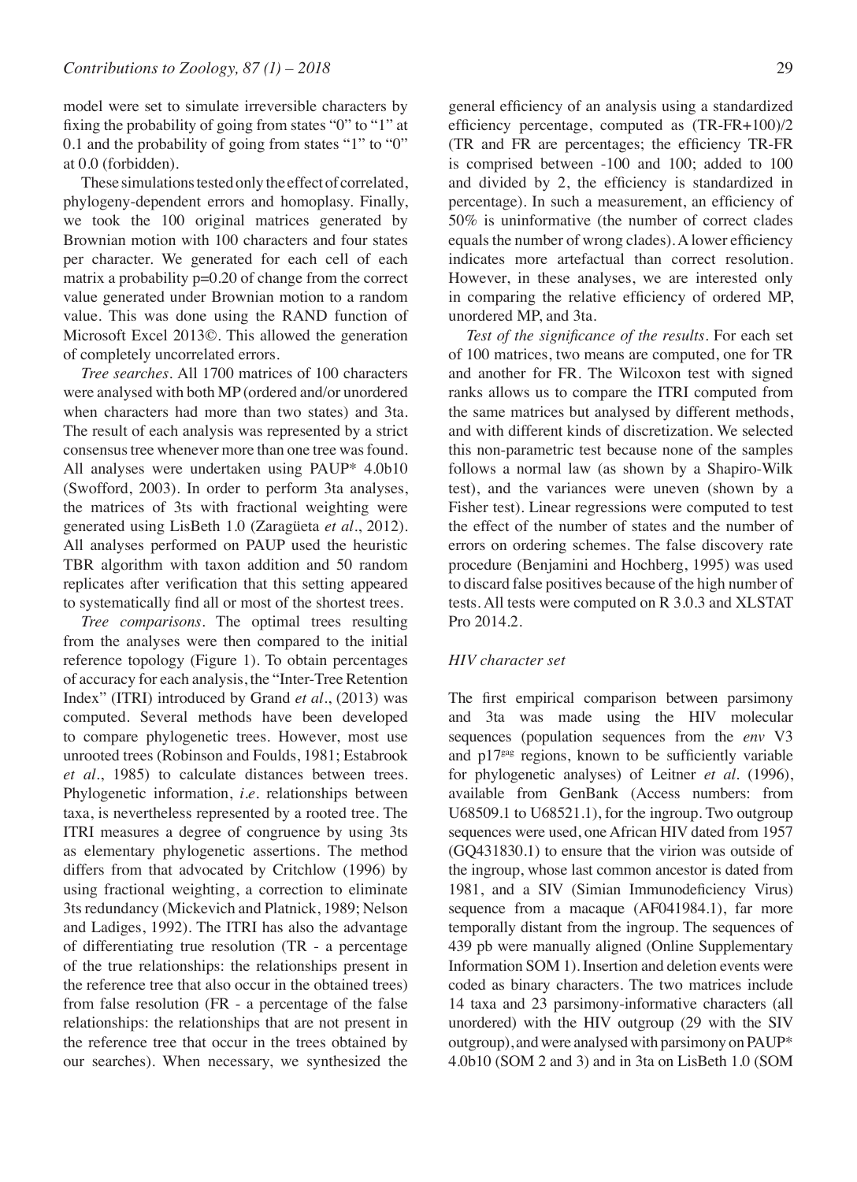model were set to simulate irreversible characters by fixing the probability of going from states "0" to "1" at 0.1 and the probability of going from states "1" to "0" at 0.0 (forbidden).

These simulations tested only the effect of correlated, phylogeny-dependent errors and homoplasy. Finally, we took the 100 original matrices generated by Brownian motion with 100 characters and four states per character. We generated for each cell of each matrix a probability p=0.20 of change from the correct value generated under Brownian motion to a random value. This was done using the RAND function of Microsoft Excel 2013©. This allowed the generation of completely uncorrelated errors.

*Tree searches*. All 1700 matrices of 100 characters were analysed with both MP (ordered and/or unordered when characters had more than two states) and 3ta. The result of each analysis was represented by a strict consensus tree whenever more than one tree was found. All analyses were undertaken using PAUP* 4.0b10 (Swofford, 2003). In order to perform 3ta analyses, the matrices of 3ts with fractional weighting were generated using LisBeth 1.0 (Zaragüeta *et al*., 2012). All analyses performed on PAUP used the heuristic TBR algorithm with taxon addition and 50 random replicates after verification that this setting appeared to systematically find all or most of the shortest trees.

*Tree comparisons*. The optimal trees resulting from the analyses were then compared to the initial reference topology (Figure 1). To obtain percentages of accuracy for each analysis, the "Inter-Tree Retention Index" (ITRI) introduced by Grand *et al*., (2013) was computed. Several methods have been developed to compare phylogenetic trees. However, most use unrooted trees (Robinson and Foulds, 1981; Estabrook *et al*., 1985) to calculate distances between trees. Phylogenetic information, *i.e*. relationships between taxa, is nevertheless represented by a rooted tree. The ITRI measures a degree of congruence by using 3ts as elementary phylogenetic assertions. The method differs from that advocated by Critchlow (1996) by using fractional weighting, a correction to eliminate 3ts redundancy (Mickevich and Platnick, 1989; Nelson and Ladiges, 1992). The ITRI has also the advantage of differentiating true resolution (TR - a percentage of the true relationships: the relationships present in the reference tree that also occur in the obtained trees) from false resolution (FR - a percentage of the false relationships: the relationships that are not present in the reference tree that occur in the trees obtained by our searches). When necessary, we synthesized the general efficiency of an analysis using a standardized efficiency percentage, computed as (TR-FR+100)/2 (TR and FR are percentages; the efficiency TR-FR is comprised between -100 and 100; added to 100 and divided by 2, the efficiency is standardized in percentage). In such a measurement, an efficiency of 50% is uninformative (the number of correct clades equals the number of wrong clades). A lower efficiency indicates more artefactual than correct resolution. However, in these analyses, we are interested only in comparing the relative efficiency of ordered MP, unordered MP, and 3ta.

*Test of the significance of the results*. For each set of 100 matrices, two means are computed, one for TR and another for FR. The Wilcoxon test with signed ranks allows us to compare the ITRI computed from the same matrices but analysed by different methods, and with different kinds of discretization. We selected this non-parametric test because none of the samples follows a normal law (as shown by a Shapiro-Wilk test), and the variances were uneven (shown by a Fisher test). Linear regressions were computed to test the effect of the number of states and the number of errors on ordering schemes. The false discovery rate procedure (Benjamini and Hochberg, 1995) was used to discard false positives because of the high number of tests. All tests were computed on R 3.0.3 and XLSTAT Pro 2014.2.

### HIV character set

The first empirical comparison between parsimony and 3ta was made using the HIV molecular sequences (population sequences from the *env* V3 and $p17^{gag}$ regions, known to be sufficiently variable for phylogenetic analyses) of Leitner *et al*. (1996), available from GenBank (Access numbers: from U68509.1 to U68521.1), for the ingroup. Two outgroup sequences were used, one African HIV dated from 1957 (GQ431830.1) to ensure that the virion was outside of the ingroup, whose last common ancestor is dated from 1981, and a SIV (Simian Immunodeficiency Virus) sequence from a macaque (AF041984.1), far more temporally distant from the ingroup. The sequences of 439 pb were manually aligned (Online Supplementary Information SOM 1). Insertion and deletion events were coded as binary characters. The two matrices include 14 taxa and 23 parsimony-informative characters (all unordered) with the HIV outgroup (29 with the SIV outgroup), and were analysed with parsimony on PAUP* 4.0b10 (SOM 2 and 3) and in 3ta on LisBeth 1.0 (SOM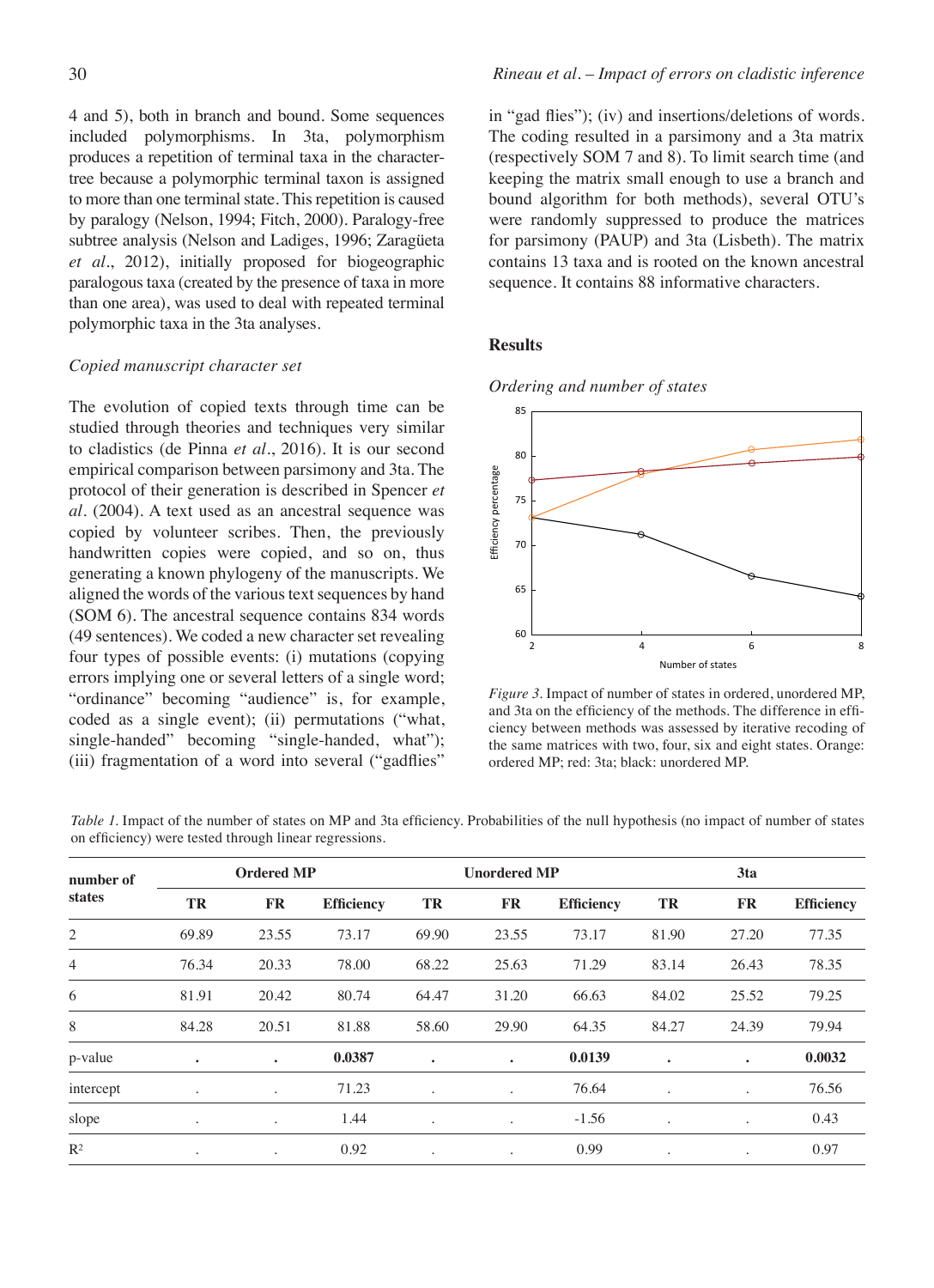4 and 5), both in branch and bound. Some sequences included polymorphisms. In 3ta, polymorphism produces a repetition of terminal taxa in the character-tree because a polymorphic terminal taxon is assigned to more than one terminal state. This repetition is caused by paralogy (Nelson, 1994; Fitch, 2000). Paralogy-free subtree analysis (Nelson and Ladiges, 1996; Zaragüeta *et al*., 2012), initially proposed for biogeographic paralogous taxa (created by the presence of taxa in more than one area), was used to deal with repeated terminal polymorphic taxa in the 3ta analyses.

### *Copied manuscript character set*

The evolution of copied texts through time can be studied through theories and techniques very similar to cladistics (de Pinna *et al*., 2016). It is our second empirical comparison between parsimony and 3ta. The protocol of their generation is described in Spencer *et al*. (2004). A text used as an ancestral sequence was copied by volunteer scribes. Then, the previously handwritten copies were copied, and so on, thus generating a known phylogeny of the manuscripts. We aligned the words of the various text sequences by hand (SOM 6). The ancestral sequence contains 834 words (49 sentences). We coded a new character set revealing four types of possible events: (i) mutations (copying errors implying one or several letters of a single word; "ordinance" becoming "audience" is, for example, coded as a single event); (ii) permutations ("what, single-handed" becoming "single-handed, what"); (iii) fragmentation of a word into several ("gadflies" in "gad flies"); (iv) and insertions/deletions of words. The coding resulted in a parsimony and a 3ta matrix (respectively SOM 7 and 8). To limit search time (and keeping the matrix small enough to use a branch and bound algorithm for both methods), several OTU's were randomly suppressed to produce the matrices for parsimony (PAUP) and 3ta (Lisbeth). The matrix contains 13 taxa and is rooted on the known ancestral sequence. It contains 88 informative characters.

## Results

### *Ordering and number of states*

*Figure 3*. Impact of number of states in ordered, unordered MP, and 3ta on the efficiency of the methods. The difference in efficiency between methods was assessed by iterative recoding of the same matrices with two, four, six and eight states. Orange: ordered MP; red: 3ta; black: unordered MP.

*Table 1*. Impact of the number of states on MP and 3ta efficiency. Probabilities of the null hypothesis (no impact of number of states on efficiency) were tested through linear regressions.

| number of states | Ordered MP | | | Unordered MP | | | 3ta | | |
|---|---|---|---|---|---|---|---|---|---|
| | TR | FR | Efficiency | TR | FR | Efficiency | TR | FR | Efficiency |
| 2 | 69.89 | 23.55 | 73.17 | 69.90 | 23.55 | 73.17 | 81.90 | 27.20 | 77.35 |
| 4 | 76.34 | 20.33 | 78.00 | 68.22 | 25.63 | 71.29 | 83.14 | 26.43 | 78.35 |
| 6 | 81.91 | 20.42 | 80.74 | 64.47 | 31.20 | 66.63 | 84.02 | 25.52 | 79.25 |
| 8 | 84.28 | 20.51 | 81.88 | 58.60 | 29.90 | 64.35 | 84.27 | 24.39 | 79.94 |
| p-value | . | . | **0.0387** | . | . | **0.0139** | . | . | **0.0032** |
| intercept | . | . | 71.23 | . | . | 76.64 | . | . | 76.56 |
| slope | . | . | 1.44 | . | . | -1.56 | . | . | 0.43 |
| $R^2$ | . | . | 0.92 | . | . | 0.99 | . | . | 0.97 |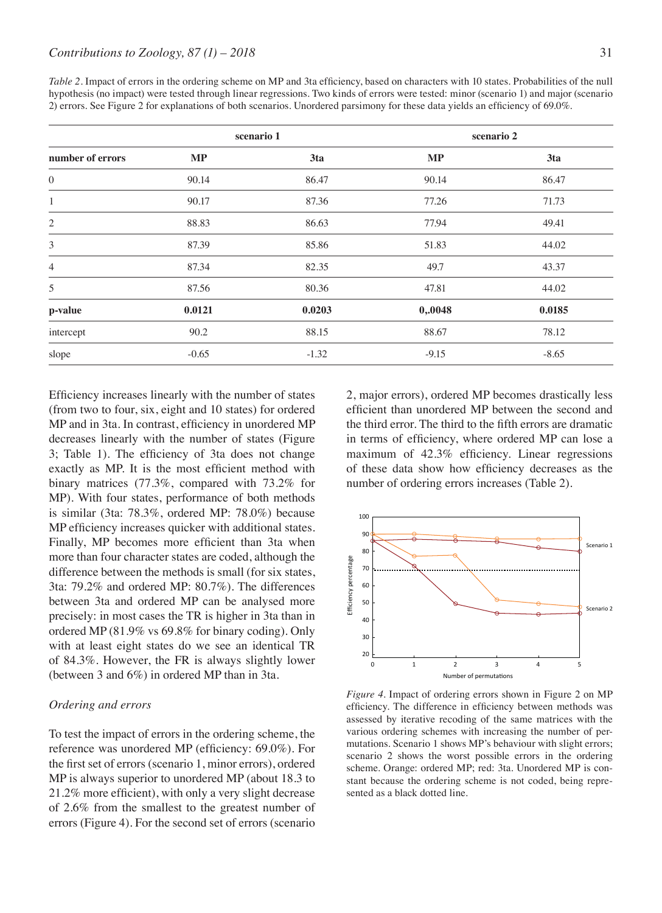*Table 2*. Impact of errors in the ordering scheme on MP and 3ta efficiency, based on characters with 10 states. Probabilities of the null hypothesis (no impact) were tested through linear regressions. Two kinds of errors were tested: minor (scenario 1) and major (scenario 2) errors. See Figure 2 for explanations of both scenarios. Unordered parsimony for these data yields an efficiency of 69.0%.

| | scenario 1 | | scenario 2 | |
|---|---|---|---|---|
| **number of errors** | **MP** | **3ta** | **MP** | **3ta** |
| 0 | 90.14 | 86.47 | 90.14 | 86.47 |
| 1 | 90.17 | 87.36 | 77.26 | 71.73 |
| 2 | 88.83 | 86.63 | 77.94 | 49.41 |
| 3 | 87.39 | 85.86 | 51.83 | 44.02 |
| 4 | 87.34 | 82.35 | 49.7 | 43.37 |
| 5 | 87.56 | 80.36 | 47.81 | 44.02 |
| **p-value** | **0.0121** | **0.0203** | **0,.0048** | **0.0185** |
| intercept | 90.2 | 88.15 | 88.67 | 78.12 |
| slope | -0.65 | -1.32 | -9.15 | -8.65 |

Efficiency increases linearly with the number of states (from two to four, six, eight and 10 states) for ordered MP and in 3ta. In contrast, efficiency in unordered MP decreases linearly with the number of states (Figure 3; Table 1). The efficiency of 3ta does not change exactly as MP. It is the most efficient method with binary matrices (77.3%, compared with 73.2% for MP). With four states, performance of both methods is similar (3ta: 78.3%, ordered MP: 78.0%) because MP efficiency increases quicker with additional states. Finally, MP becomes more efficient than 3ta when more than four character states are coded, although the difference between the methods is small (for six states, 3ta: 79.2% and ordered MP: 80.7%). The differences between 3ta and ordered MP can be analysed more precisely: in most cases the TR is higher in 3ta than in ordered MP (81.9% vs 69.8% for binary coding). Only with at least eight states do we see an identical TR of 84.3%. However, the FR is always slightly lower (between 3 and 6%) in ordered MP than in 3ta.

### *Ordering and errors*

To test the impact of errors in the ordering scheme, the reference was unordered MP (efficiency: 69.0%). For the first set of errors (scenario 1, minor errors), ordered MP is always superior to unordered MP (about 18.3 to 21.2% more efficient), with only a very slight decrease of 2.6% from the smallest to the greatest number of errors (Figure 4). For the second set of errors (scenario 2, major errors), ordered MP becomes drastically less efficient than unordered MP between the second and the third error. The third to the fifth errors are dramatic in terms of efficiency, where ordered MP can lose a maximum of 42.3% efficiency. Linear regressions of these data show how efficiency decreases as the number of ordering errors increases (Table 2).

*Figure 4*. Impact of ordering errors shown in Figure 2 on MP efficiency. The difference in efficiency between methods was assessed by iterative recoding of the same matrices with the various ordering schemes with increasing the number of permutations. Scenario 1 shows MP's behaviour with slight errors; scenario 2 shows the worst possible errors in the ordering scheme. Orange: ordered MP; red: 3ta. Unordered MP is constant because the ordering scheme is not coded, being represented as a black dotted line.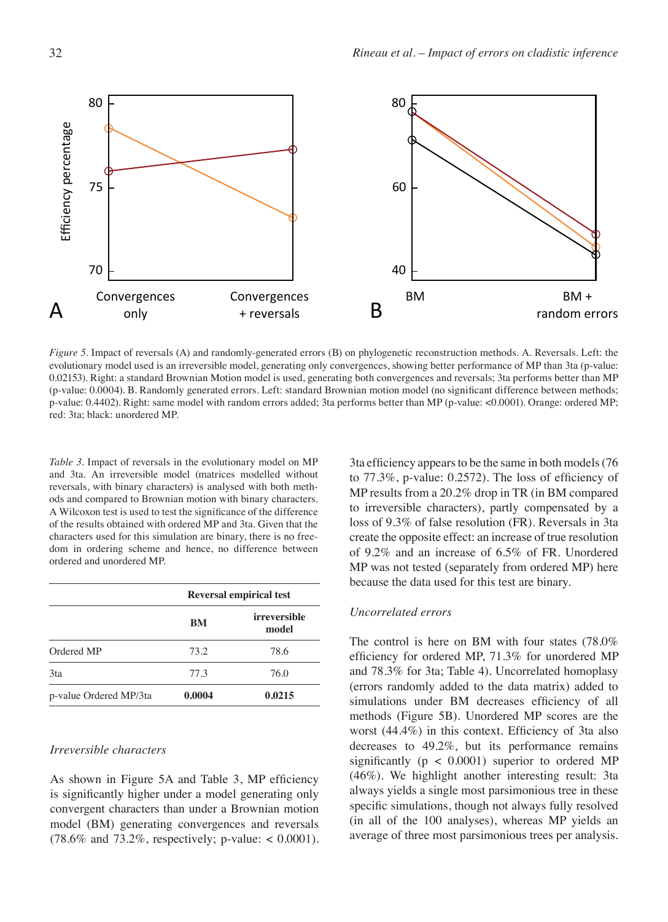*Figure 5*. Impact of reversals (A) and randomly-generated errors (B) on phylogenetic reconstruction methods. A. Reversals. Left: the evolutionary model used is an irreversible model, generating only convergences, showing better performance of MP than 3ta (p-value: 0.02153). Right: a standard Brownian Motion model is used, generating both convergences and reversals; 3ta performs better than MP (p-value: 0.0004). B. Randomly generated errors. Left: standard Brownian motion model (no significant difference between methods; p-value: 0.4402). Right: same model with random errors added; 3ta performs better than MP (p-value: <0.0001). Orange: ordered MP; red: 3ta; black: unordered MP.

*Table 3*. Impact of reversals in the evolutionary model on MP and 3ta. An irreversible model (matrices modelled without reversals, with binary characters) is analysed with both methods and compared to Brownian motion with binary characters. A Wilcoxon test is used to test the significance of the difference of the results obtained with ordered MP and 3ta. Given that the characters used for this simulation are binary, there is no freedom in ordering scheme and hence, no difference between ordered and unordered MP.

| | Reversal empirical test | |
|---|---|---|
| | **BM** | **irreversible model** |
| Ordered MP | 73.2 | 78.6 |
| 3ta | 77.3 | 76.0 |
| p-value Ordered MP/3ta | **0.0004** | **0.0215** |

### *Irreversible characters*

As shown in Figure 5A and Table 3, MP efficiency is significantly higher under a model generating only convergent characters than under a Brownian motion model (BM) generating convergences and reversals (78.6% and 73.2%, respectively; p-value: < 0.0001). 3ta efficiency appears to be the same in both models (76 to 77.3%, p-value: 0.2572). The loss of efficiency of MP results from a 20.2% drop in TR (in BM compared to irreversible characters), partly compensated by a loss of 9.3% of false resolution (FR). Reversals in 3ta create the opposite effect: an increase of true resolution of 9.2% and an increase of 6.5% of FR. Unordered MP was not tested (separately from ordered MP) here because the data used for this test are binary.

### *Uncorrelated errors*

The control is here on BM with four states (78.0% efficiency for ordered MP, 71.3% for unordered MP and 78.3% for 3ta; Table 4). Uncorrelated homoplasy (errors randomly added to the data matrix) added to simulations under BM decreases efficiency of all methods (Figure 5B). Unordered MP scores are the worst (44.4%) in this context. Efficiency of 3ta also decreases to 49.2%, but its performance remains significantly ($p < 0.0001$) superior to ordered MP (46%). We highlight another interesting result: 3ta always yields a single most parsimonious tree in these specific simulations, though not always fully resolved (in all of the 100 analyses), whereas MP yields an average of three most parsimonious trees per analysis.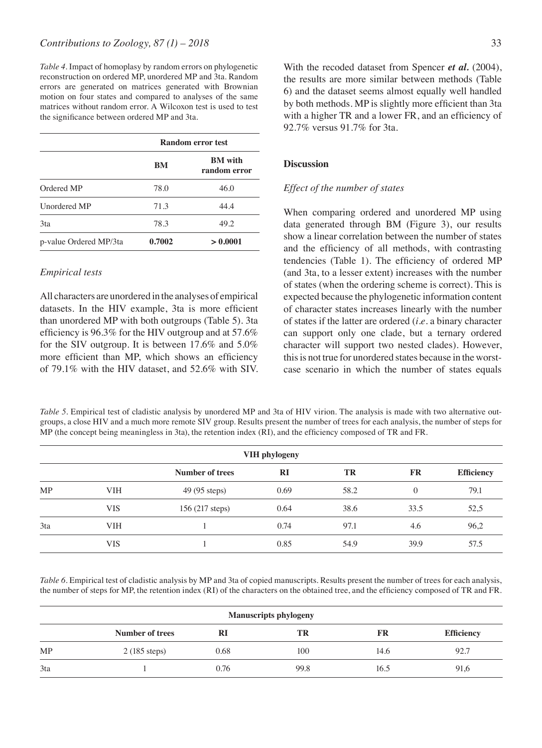*Table 4*. Impact of homoplasy by random errors on phylogenetic reconstruction on ordered MP, unordered MP and 3ta. Random errors are generated on matrices generated with Brownian motion on four states and compared to analyses of the same matrices without random error. A Wilcoxon test is used to test the significance between ordered MP and 3ta.

| | Random error test | |
|---|---|---|
| | **BM** | **BM with random error** |
| Ordered MP | 78.0 | 46.0 |
| Unordered MP | 71.3 | 44.4 |
| 3ta | 78.3 | 49.2 |
| p-value Ordered MP/3ta | **0.7002** | **> 0.0001** |

### *Empirical tests*

All characters are unordered in the analyses of empirical datasets. In the HIV example, 3ta is more efficient than unordered MP with both outgroups (Table 5). 3ta efficiency is 96.3% for the HIV outgroup and at 57.6% for the SIV outgroup. It is between 17.6% and 5.0% more efficient than MP, which shows an efficiency of 79.1% with the HIV dataset, and 52.6% with SIV.

With the recoded dataset from Spencer ***et al.*** (2004), the results are more similar between methods (Table 6) and the dataset seems almost equally well handled by both methods. MP is slightly more efficient than 3ta with a higher TR and a lower FR, and an efficiency of 92.7% versus 91.7% for 3ta.

## Discussion

### *Effect of the number of states*

When comparing ordered and unordered MP using data generated through BM (Figure 3), our results show a linear correlation between the number of states and the efficiency of all methods, with contrasting tendencies (Table 1). The efficiency of ordered MP (and 3ta, to a lesser extent) increases with the number of states (when the ordering scheme is correct). This is expected because the phylogenetic information content of character states increases linearly with the number of states if the latter are ordered (*i.e*. a binary character can support only one clade, but a ternary ordered character will support two nested clades). However, this is not true for unordered states because in the worst-case scenario in which the number of states equals

*Table 5*. Empirical test of cladistic analysis by unordered MP and 3ta of HIV virion. The analysis is made with two alternative outgroups, a close HIV and a much more remote SIV group. Results present the number of trees for each analysis, the number of steps for MP (the concept being meaningless in 3ta), the retention index (RI), and the efficiency composed of TR and FR.

| VIH phylogeny | | | | | | |
|---|---|---|---|---|---|---|
| | | **Number of trees** | **RI** | **TR** | **FR** | **Efficiency** |
| MP | VIH | 49 (95 steps) | 0.69 | 58.2 | 0 | 79.1 |
| | VIS | 156 (217 steps) | 0.64 | 38.6 | 33.5 | 52,5 |
| 3ta | VIH | 1 | 0.74 | 97.1 | 4.6 | 96,2 |
| | VIS | 1 | 0.85 | 54.9 | 39.9 | 57.5 |

*Table 6*. Empirical test of cladistic analysis by MP and 3ta of copied manuscripts. Results present the number of trees for each analysis, the number of steps for MP, the retention index (RI) of the characters on the obtained tree, and the efficiency composed of TR and FR.

| Manuscripts phylogeny | | | | | |
|---|---|---|---|---|---|
| | **Number of trees** | **RI** | **TR** | **FR** | **Efficiency** |
| MP | 2 (185 steps) | 0.68 | 100 | 14.6 | 92.7 |
| 3ta | 1 | 0.76 | 99.8 | 16.5 | 91,6 |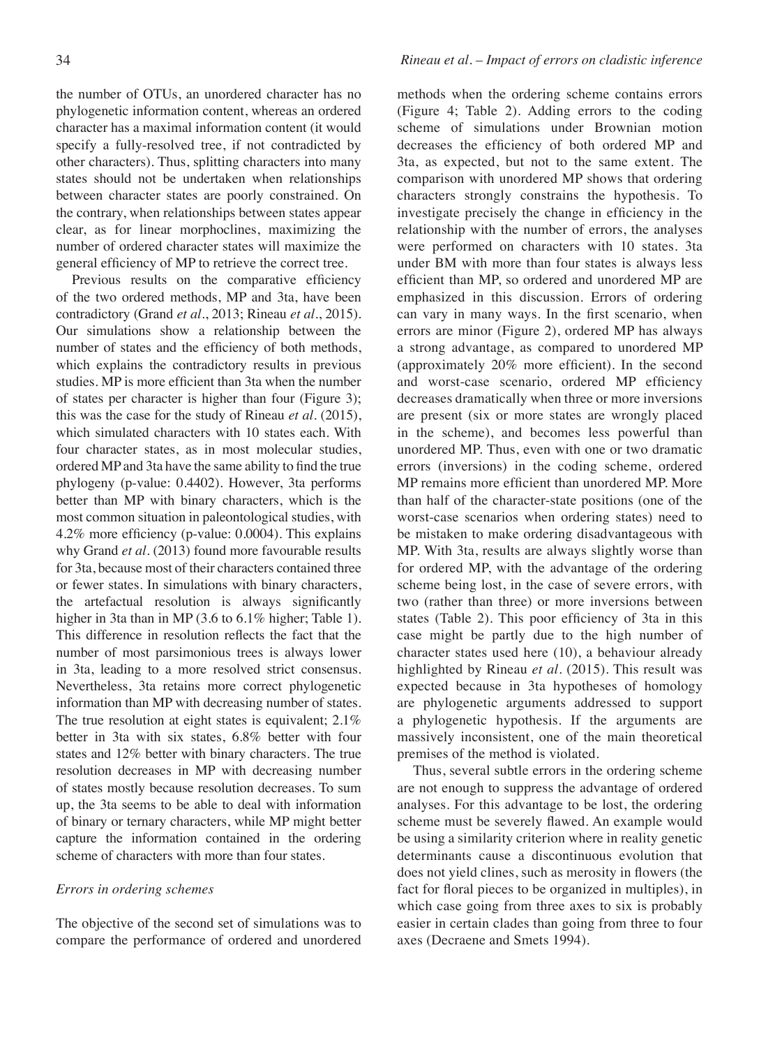the number of OTUs, an unordered character has no phylogenetic information content, whereas an ordered character has a maximal information content (it would specify a fully-resolved tree, if not contradicted by other characters). Thus, splitting characters into many states should not be undertaken when relationships between character states are poorly constrained. On the contrary, when relationships between states appear clear, as for linear morphoclines, maximizing the number of ordered character states will maximize the general efficiency of MP to retrieve the correct tree.

Previous results on the comparative efficiency of the two ordered methods, MP and 3ta, have been contradictory (Grand *et al.*, 2013; Rineau *et al.*, 2015). Our simulations show a relationship between the number of states and the efficiency of both methods, which explains the contradictory results in previous studies. MP is more efficient than 3ta when the number of states per character is higher than four (Figure 3); this was the case for the study of Rineau *et al.* (2015), which simulated characters with 10 states each. With four character states, as in most molecular studies, ordered MP and 3ta have the same ability to find the true phylogeny (p-value: 0.4402). However, 3ta performs better than MP with binary characters, which is the most common situation in paleontological studies, with 4.2% more efficiency (p-value: 0.0004). This explains why Grand *et al.* (2013) found more favourable results for 3ta, because most of their characters contained three or fewer states. In simulations with binary characters, the artefactual resolution is always significantly higher in 3ta than in MP (3.6 to 6.1% higher; Table 1). This difference in resolution reflects the fact that the number of most parsimonious trees is always lower in 3ta, leading to a more resolved strict consensus. Nevertheless, 3ta retains more correct phylogenetic information than MP with decreasing number of states. The true resolution at eight states is equivalent; 2.1% better in 3ta with six states, 6.8% better with four states and 12% better with binary characters. The true resolution decreases in MP with decreasing number of states mostly because resolution decreases. To sum up, the 3ta seems to be able to deal with information of binary or ternary characters, while MP might better capture the information contained in the ordering scheme of characters with more than four states.

### *Errors in ordering schemes*

The objective of the second set of simulations was to compare the performance of ordered and unordered methods when the ordering scheme contains errors (Figure 4; Table 2). Adding errors to the coding scheme of simulations under Brownian motion decreases the efficiency of both ordered MP and 3ta, as expected, but not to the same extent. The comparison with unordered MP shows that ordering characters strongly constrains the hypothesis. To investigate precisely the change in efficiency in the relationship with the number of errors, the analyses were performed on characters with 10 states. 3ta under BM with more than four states is always less efficient than MP, so ordered and unordered MP are emphasized in this discussion. Errors of ordering can vary in many ways. In the first scenario, when errors are minor (Figure 2), ordered MP has always a strong advantage, as compared to unordered MP (approximately 20% more efficient). In the second and worst-case scenario, ordered MP efficiency decreases dramatically when three or more inversions are present (six or more states are wrongly placed in the scheme), and becomes less powerful than unordered MP. Thus, even with one or two dramatic errors (inversions) in the coding scheme, ordered MP remains more efficient than unordered MP. More than half of the character-state positions (one of the worst-case scenarios when ordering states) need to be mistaken to make ordering disadvantageous with MP. With 3ta, results are always slightly worse than for ordered MP, with the advantage of the ordering scheme being lost, in the case of severe errors, with two (rather than three) or more inversions between states (Table 2). This poor efficiency of 3ta in this case might be partly due to the high number of character states used here (10), a behaviour already highlighted by Rineau *et al.* (2015). This result was expected because in 3ta hypotheses of homology are phylogenetic arguments addressed to support a phylogenetic hypothesis. If the arguments are massively inconsistent, one of the main theoretical premises of the method is violated.

Thus, several subtle errors in the ordering scheme are not enough to suppress the advantage of ordered analyses. For this advantage to be lost, the ordering scheme must be severely flawed. An example would be using a similarity criterion where in reality genetic determinants cause a discontinuous evolution that does not yield clines, such as merosity in flowers (the fact for floral pieces to be organized in multiples), in which case going from three axes to six is probably easier in certain clades than going from three to four axes (Decraene and Smets 1994).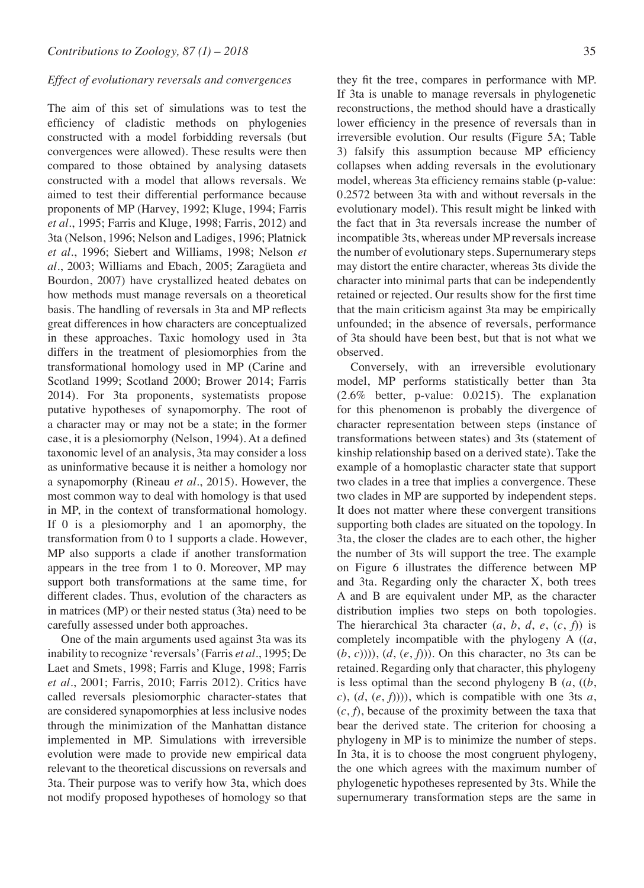### *Effect of evolutionary reversals and convergences*

The aim of this set of simulations was to test the efficiency of cladistic methods on phylogenies constructed with a model forbidding reversals (but convergences were allowed). These results were then compared to those obtained by analysing datasets constructed with a model that allows reversals. We aimed to test their differential performance because proponents of MP (Harvey, 1992; Kluge, 1994; Farris *et al*., 1995; Farris and Kluge, 1998; Farris, 2012) and 3ta (Nelson, 1996; Nelson and Ladiges, 1996; Platnick *et al*., 1996; Siebert and Williams, 1998; Nelson *et al*., 2003; Williams and Ebach, 2005; Zaragüeta and Bourdon, 2007) have crystallized heated debates on how methods must manage reversals on a theoretical basis. The handling of reversals in 3ta and MP reflects great differences in how characters are conceptualized in these approaches. Taxic homology used in 3ta differs in the treatment of plesiomorphies from the transformational homology used in MP (Carine and Scotland 1999; Scotland 2000; Brower 2014; Farris 2014). For 3ta proponents, systematists propose putative hypotheses of synapomorphy. The root of a character may or may not be a state; in the former case, it is a plesiomorphy (Nelson, 1994). At a defined taxonomic level of an analysis, 3ta may consider a loss as uninformative because it is neither a homology nor a synapomorphy (Rineau *et al*., 2015). However, the most common way to deal with homology is that used in MP, in the context of transformational homology. If 0 is a plesiomorphy and 1 an apomorphy, the transformation from 0 to 1 supports a clade. However, MP also supports a clade if another transformation appears in the tree from 1 to 0. Moreover, MP may support both transformations at the same time, for different clades. Thus, evolution of the characters as in matrices (MP) or their nested status (3ta) need to be carefully assessed under both approaches.

One of the main arguments used against 3ta was its inability to recognize 'reversals' (Farris *et al*., 1995; De Laet and Smets, 1998; Farris and Kluge, 1998; Farris *et al*., 2001; Farris, 2010; Farris 2012). Critics have called reversals plesiomorphic character-states that are considered synapomorphies at less inclusive nodes through the minimization of the Manhattan distance implemented in MP. Simulations with irreversible evolution were made to provide new empirical data relevant to the theoretical discussions on reversals and 3ta. Their purpose was to verify how 3ta, which does not modify proposed hypotheses of homology so that they fit the tree, compares in performance with MP. If 3ta is unable to manage reversals in phylogenetic reconstructions, the method should have a drastically lower efficiency in the presence of reversals than in irreversible evolution. Our results (Figure 5A; Table 3) falsify this assumption because MP efficiency collapses when adding reversals in the evolutionary model, whereas 3ta efficiency remains stable (p-value: 0.2572 between 3ta with and without reversals in the evolutionary model). This result might be linked with the fact that in 3ta reversals increase the number of incompatible 3ts, whereas under MP reversals increase the number of evolutionary steps. Supernumerary steps may distort the entire character, whereas 3ts divide the character into minimal parts that can be independently retained or rejected. Our results show for the first time that the main criticism against 3ta may be empirically unfounded; in the absence of reversals, performance of 3ta should have been best, but that is not what we observed.

Conversely, with an irreversible evolutionary model, MP performs statistically better than 3ta (2.6% better, p-value: 0.0215). The explanation for this phenomenon is probably the divergence of character representation between steps (instance of transformations between states) and 3ts (statement of kinship relationship based on a derived state). Take the example of a homoplastic character state that support two clades in a tree that implies a convergence. These two clades in MP are supported by independent steps. It does not matter where these convergent transitions supporting both clades are situated on the topology. In 3ta, the closer the clades are to each other, the higher the number of 3ts will support the tree. The example on Figure 6 illustrates the difference between MP and 3ta. Regarding only the character X, both trees A and B are equivalent under MP, as the character distribution implies two steps on both topologies. The hierarchical 3ta character (*a*, *b*, *d*, *e*, (*c*, *f*)) is completely incompatible with the phylogeny A ((*a*, (*b*, *c*))), (*d*, (*e*, *f*))). On this character, no 3ts can be retained. Regarding only that character, this phylogeny is less optimal than the second phylogeny B (*a*, ((*b*, *c*), (*d*, (*e*, *f*)))), which is compatible with one 3ts *a*, (*c*, *f*), because of the proximity between the taxa that bear the derived state. The criterion for choosing a phylogeny in MP is to minimize the number of steps. In 3ta, it is to choose the most congruent phylogeny, the one which agrees with the maximum number of phylogenetic hypotheses represented by 3ts. While the supernumerary transformation steps are the same in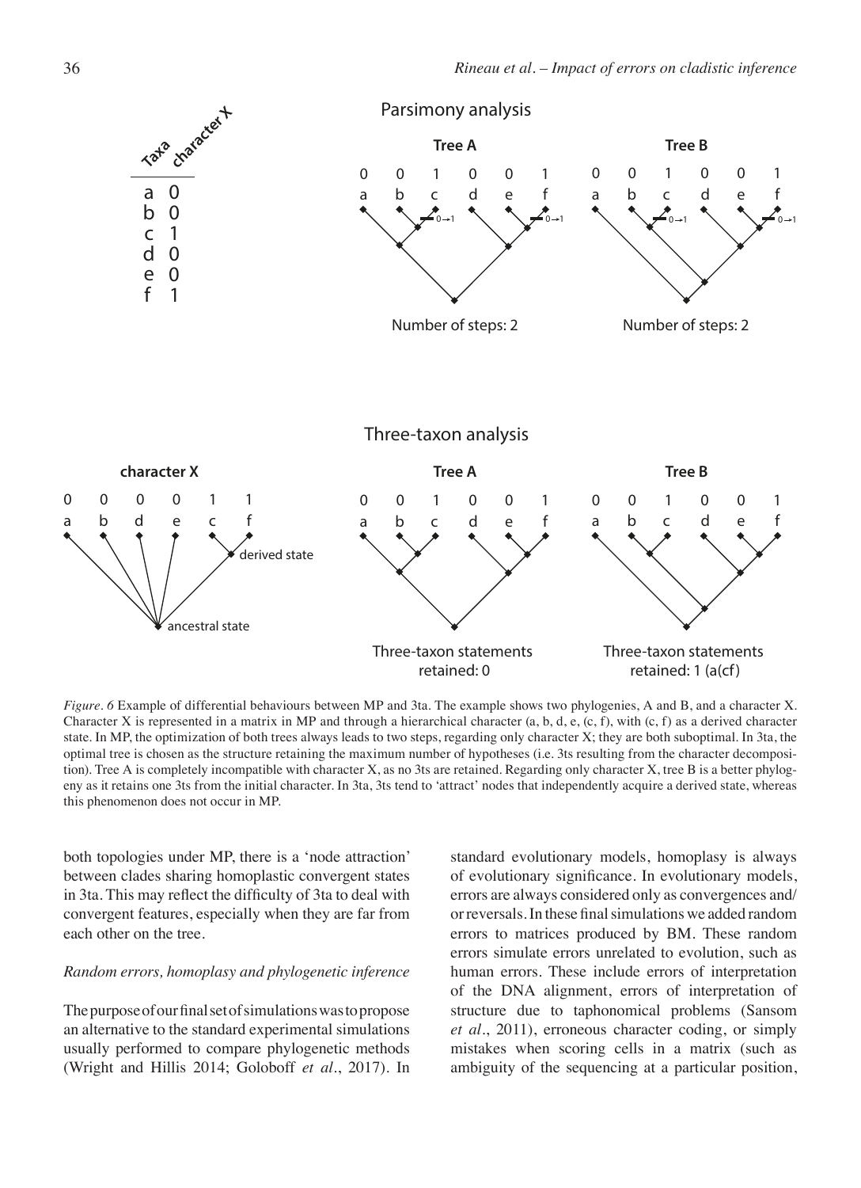*Figure. 6* Example of differential behaviours between MP and 3ta. The example shows two phylogenies, A and B, and a character X. Character X is represented in a matrix in MP and through a hierarchical character (a, b, d, e, (c, f), with (c, f) as a derived character state. In MP, the optimization of both trees always leads to two steps, regarding only character X; they are both suboptimal. In 3ta, the optimal tree is chosen as the structure retaining the maximum number of hypotheses (i.e. 3ts resulting from the character decomposition). Tree A is completely incompatible with character X, as no 3ts are retained. Regarding only character X, tree B is a better phylogeny as it retains one 3ts from the initial character. In 3ta, 3ts tend to 'attract' nodes that independently acquire a derived state, whereas this phenomenon does not occur in MP.

both topologies under MP, there is a 'node attraction' between clades sharing homoplastic convergent states in 3ta. This may reflect the difficulty of 3ta to deal with convergent features, especially when they are far from each other on the tree.

*Random errors, homoplasy and phylogenetic inference*

The purpose of our final set of simulations was to propose an alternative to the standard experimental simulations usually performed to compare phylogenetic methods (Wright and Hillis 2014; Goloboff *et al*., 2017). In standard evolutionary models, homoplasy is always of evolutionary significance. In evolutionary models, errors are always considered only as convergences and/or reversals. In these final simulations we added random errors to matrices produced by BM. These random errors simulate errors unrelated to evolution, such as human errors. These include errors of interpretation of the DNA alignment, errors of interpretation of structure due to taphonomical problems (Sansom *et al*., 2011), erroneous character coding, or simply mistakes when scoring cells in a matrix (such as ambiguity of the sequencing at a particular position,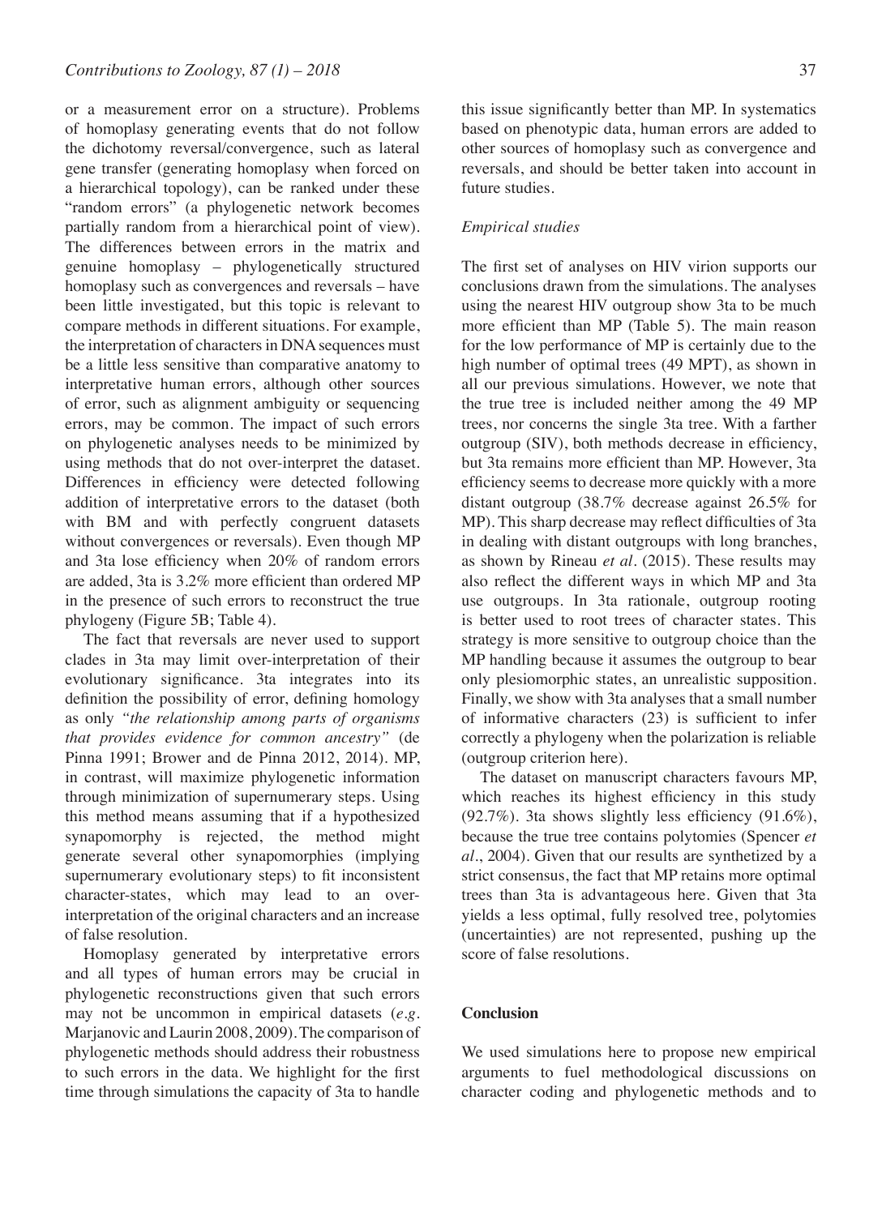or a measurement error on a structure). Problems of homoplasy generating events that do not follow the dichotomy reversal/convergence, such as lateral gene transfer (generating homoplasy when forced on a hierarchical topology), can be ranked under these "random errors" (a phylogenetic network becomes partially random from a hierarchical point of view). The differences between errors in the matrix and genuine homoplasy – phylogenetically structured homoplasy such as convergences and reversals – have been little investigated, but this topic is relevant to compare methods in different situations. For example, the interpretation of characters in DNA sequences must be a little less sensitive than comparative anatomy to interpretative human errors, although other sources of error, such as alignment ambiguity or sequencing errors, may be common. The impact of such errors on phylogenetic analyses needs to be minimized by using methods that do not over-interpret the dataset. Differences in efficiency were detected following addition of interpretative errors to the dataset (both with BM and with perfectly congruent datasets without convergences or reversals). Even though MP and 3ta lose efficiency when 20% of random errors are added, 3ta is 3.2% more efficient than ordered MP in the presence of such errors to reconstruct the true phylogeny (Figure 5B; Table 4).

The fact that reversals are never used to support clades in 3ta may limit over-interpretation of their evolutionary significance. 3ta integrates into its definition the possibility of error, defining homology as only *"the relationship among parts of organisms that provides evidence for common ancestry"* (de Pinna 1991; Brower and de Pinna 2012, 2014). MP, in contrast, will maximize phylogenetic information through minimization of supernumerary steps. Using this method means assuming that if a hypothesized synapomorphy is rejected, the method might generate several other synapomorphies (implying supernumerary evolutionary steps) to fit inconsistent character-states, which may lead to an over-interpretation of the original characters and an increase of false resolution.

Homoplasy generated by interpretative errors and all types of human errors may be crucial in phylogenetic reconstructions given that such errors may not be uncommon in empirical datasets (*e.g.* Marjanovic and Laurin 2008, 2009). The comparison of phylogenetic methods should address their robustness to such errors in the data. We highlight for the first time through simulations the capacity of 3ta to handle this issue significantly better than MP. In systematics based on phenotypic data, human errors are added to other sources of homoplasy such as convergence and reversals, and should be better taken into account in future studies.

### *Empirical studies*

The first set of analyses on HIV virion supports our conclusions drawn from the simulations. The analyses using the nearest HIV outgroup show 3ta to be much more efficient than MP (Table 5). The main reason for the low performance of MP is certainly due to the high number of optimal trees (49 MPT), as shown in all our previous simulations. However, we note that the true tree is included neither among the 49 MP trees, nor concerns the single 3ta tree. With a farther outgroup (SIV), both methods decrease in efficiency, but 3ta remains more efficient than MP. However, 3ta efficiency seems to decrease more quickly with a more distant outgroup (38.7% decrease against 26.5% for MP). This sharp decrease may reflect difficulties of 3ta in dealing with distant outgroups with long branches, as shown by Rineau *et al*. (2015). These results may also reflect the different ways in which MP and 3ta use outgroups. In 3ta rationale, outgroup rooting is better used to root trees of character states. This strategy is more sensitive to outgroup choice than the MP handling because it assumes the outgroup to bear only plesiomorphic states, an unrealistic supposition. Finally, we show with 3ta analyses that a small number of informative characters (23) is sufficient to infer correctly a phylogeny when the polarization is reliable (outgroup criterion here).

The dataset on manuscript characters favours MP, which reaches its highest efficiency in this study (92.7%). 3ta shows slightly less efficiency (91.6%), because the true tree contains polytomies (Spencer *et al*., 2004). Given that our results are synthetized by a strict consensus, the fact that MP retains more optimal trees than 3ta is advantageous here. Given that 3ta yields a less optimal, fully resolved tree, polytomies (uncertainties) are not represented, pushing up the score of false resolutions.

## Conclusion

We used simulations here to propose new empirical arguments to fuel methodological discussions on character coding and phylogenetic methods and to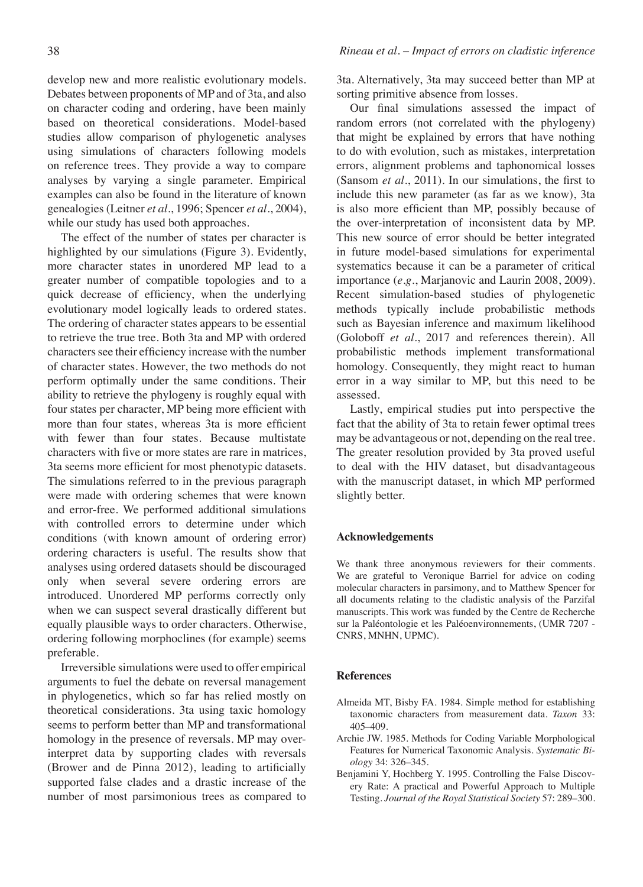develop new and more realistic evolutionary models. Debates between proponents of MP and of 3ta, and also on character coding and ordering, have been mainly based on theoretical considerations. Model-based studies allow comparison of phylogenetic analyses using simulations of characters following models on reference trees. They provide a way to compare analyses by varying a single parameter. Empirical examples can also be found in the literature of known genealogies (Leitner *et al*., 1996; Spencer *et al*., 2004), while our study has used both approaches.

The effect of the number of states per character is highlighted by our simulations (Figure 3). Evidently, more character states in unordered MP lead to a greater number of compatible topologies and to a quick decrease of efficiency, when the underlying evolutionary model logically leads to ordered states. The ordering of character states appears to be essential to retrieve the true tree. Both 3ta and MP with ordered characters see their efficiency increase with the number of character states. However, the two methods do not perform optimally under the same conditions. Their ability to retrieve the phylogeny is roughly equal with four states per character, MP being more efficient with more than four states, whereas 3ta is more efficient with fewer than four states. Because multistate characters with five or more states are rare in matrices, 3ta seems more efficient for most phenotypic datasets. The simulations referred to in the previous paragraph were made with ordering schemes that were known and error-free. We performed additional simulations with controlled errors to determine under which conditions (with known amount of ordering error) ordering characters is useful. The results show that analyses using ordered datasets should be discouraged only when several severe ordering errors are introduced. Unordered MP performs correctly only when we can suspect several drastically different but equally plausible ways to order characters. Otherwise, ordering following morphoclines (for example) seems preferable.

Irreversible simulations were used to offer empirical arguments to fuel the debate on reversal management in phylogenetics, which so far has relied mostly on theoretical considerations. 3ta using taxic homology seems to perform better than MP and transformational homology in the presence of reversals. MP may over-interpret data by supporting clades with reversals (Brower and de Pinna 2012), leading to artificially supported false clades and a drastic increase of the number of most parsimonious trees as compared to 3ta. Alternatively, 3ta may succeed better than MP at sorting primitive absence from losses.

Our final simulations assessed the impact of random errors (not correlated with the phylogeny) that might be explained by errors that have nothing to do with evolution, such as mistakes, interpretation errors, alignment problems and taphonomical losses (Sansom *et al*., 2011). In our simulations, the first to include this new parameter (as far as we know), 3ta is also more efficient than MP, possibly because of the over-interpretation of inconsistent data by MP. This new source of error should be better integrated in future model-based simulations for experimental systematics because it can be a parameter of critical importance (*e.g*., Marjanovic and Laurin 2008, 2009). Recent simulation-based studies of phylogenetic methods typically include probabilistic methods such as Bayesian inference and maximum likelihood (Goloboff *et al*., 2017 and references therein). All probabilistic methods implement transformational homology. Consequently, they might react to human error in a way similar to MP, but this need to be assessed.

Lastly, empirical studies put into perspective the fact that the ability of 3ta to retain fewer optimal trees may be advantageous or not, depending on the real tree. The greater resolution provided by 3ta proved useful to deal with the HIV dataset, but disadvantageous with the manuscript dataset, in which MP performed slightly better.

## Acknowledgements

We thank three anonymous reviewers for their comments. We are grateful to Veronique Barriel for advice on coding molecular characters in parsimony, and to Matthew Spencer for all documents relating to the cladistic analysis of the Parzifal manuscripts. This work was funded by the Centre de Recherche sur la Paléontologie et les Paléoenvironnements, (UMR 7207 - CNRS, MNHN, UPMC).

## References

- Almeida MT, Bisby FA. 1984. Simple method for establishing taxonomic characters from measurement data. *Taxon* 33: 405–409.
- Archie JW. 1985. Methods for Coding Variable Morphological Features for Numerical Taxonomic Analysis. *Systematic Biology* 34: 326–345.
- Benjamini Y, Hochberg Y. 1995. Controlling the False Discovery Rate: A practical and Powerful Approach to Multiple Testing. *Journal of the Royal Statistical Society* 57: 289–300.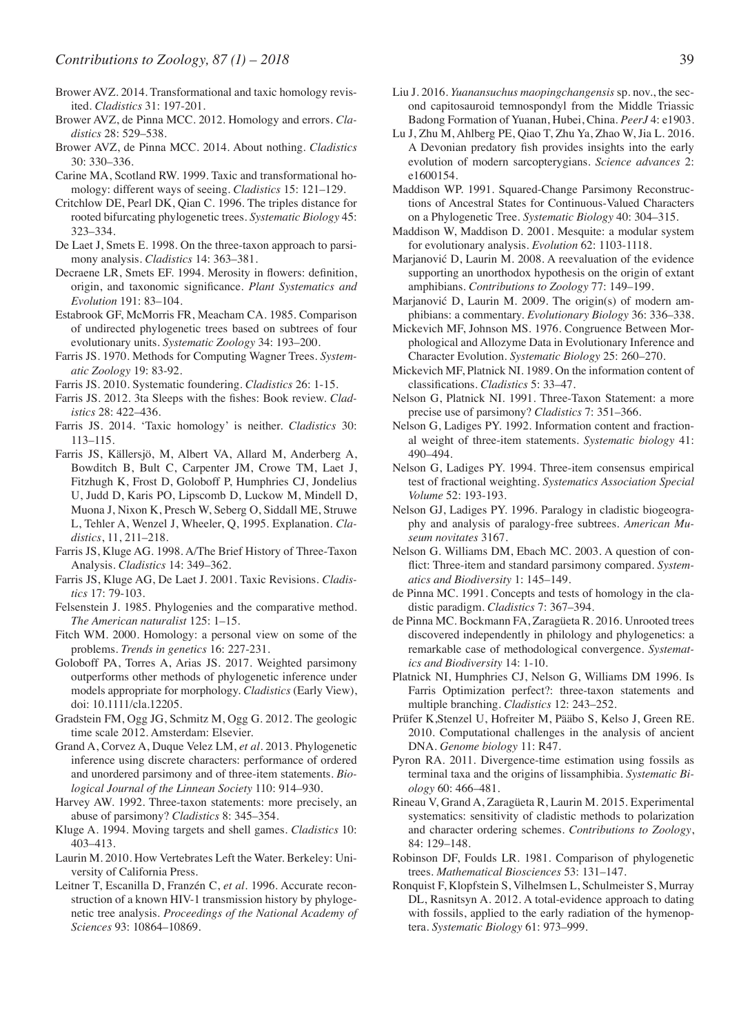Brower AVZ. 2014. Transformational and taxic homology revisited. *Cladistics* 31: 197-201.

Brower AVZ, de Pinna MCC. 2012. Homology and errors. *Cladistics* 28: 529–538.

Brower AVZ, de Pinna MCC. 2014. About nothing. *Cladistics* 30: 330–336.

Carine MA, Scotland RW. 1999. Taxic and transformational homology: different ways of seeing. *Cladistics* 15: 121–129.

Critchlow DE, Pearl DK, Qian C. 1996. The triples distance for rooted bifurcating phylogenetic trees. *Systematic Biology* 45: 323–334.

De Laet J, Smets E. 1998. On the three-taxon approach to parsimony analysis. *Cladistics* 14: 363–381.

Decraene LR, Smets EF. 1994. Merosity in flowers: definition, origin, and taxonomic significance. *Plant Systematics and Evolution* 191: 83–104.

Estabrook GF, McMorris FR, Meacham CA. 1985. Comparison of undirected phylogenetic trees based on subtrees of four evolutionary units. *Systematic Zoology* 34: 193–200.

Farris JS. 1970. Methods for Computing Wagner Trees. *Systematic Zoology* 19: 83-92.

Farris JS. 2010. Systematic foundering. *Cladistics* 26: 1-15.

Farris JS. 2012. 3ta Sleeps with the fishes: Book review. *Cladistics* 28: 422–436.

Farris JS. 2014. 'Taxic homology' is neither. *Cladistics* 30: 113–115.

Farris JS, Källersjö, M, Albert VA, Allard M, Anderberg A, Bowditch B, Bult C, Carpenter JM, Crowe TM, Laet J, Fitzhugh K, Frost D, Goloboff P, Humphries CJ, Jondelius U, Judd D, Karis PO, Lipscomb D, Luckow M, Mindell D, Muona J, Nixon K, Presch W, Seberg O, Siddall ME, Struwe L, Tehler A, Wenzel J, Wheeler, Q, 1995. Explanation. *Cladistics*, 11, 211–218.

Farris JS, Kluge AG. 1998. A/The Brief History of Three-Taxon Analysis. *Cladistics* 14: 349–362.

Farris JS, Kluge AG, De Laet J. 2001. Taxic Revisions. *Cladistics* 17: 79-103.

Felsenstein J. 1985. Phylogenies and the comparative method. *The American naturalist* 125: 1–15.

Fitch WM. 2000. Homology: a personal view on some of the problems. *Trends in genetics* 16: 227-231.

Goloboff PA, Torres A, Arias JS. 2017. Weighted parsimony outperforms other methods of phylogenetic inference under models appropriate for morphology. *Cladistics* (Early View), doi: 10.1111/cla.12205.

Gradstein FM, Ogg JG, Schmitz M, Ogg G. 2012. The geologic time scale 2012. Amsterdam: Elsevier.

Grand A, Corvez A, Duque Velez LM, *et al*. 2013. Phylogenetic inference using discrete characters: performance of ordered and unordered parsimony and of three-item statements. *Biological Journal of the Linnean Society* 110: 914–930.

Harvey AW. 1992. Three-taxon statements: more precisely, an abuse of parsimony? *Cladistics* 8: 345–354.

Kluge A. 1994. Moving targets and shell games. *Cladistics* 10: 403–413.

Laurin M. 2010. How Vertebrates Left the Water. Berkeley: University of California Press.

Leitner T, Escanilla D, Franzén C, *et al*. 1996. Accurate reconstruction of a known HIV-1 transmission history by phylogenetic tree analysis. *Proceedings of the National Academy of Sciences* 93: 10864–10869.

Liu J. 2016. *Yuanansuchus maopingchangensis* sp. nov., the second capitosauroid temnospondyl from the Middle Triassic Badong Formation of Yuanan, Hubei, China. *PeerJ* 4: e1903.

Lu J, Zhu M, Ahlberg PE, Qiao T, Zhu Ya, Zhao W, Jia L. 2016. A Devonian predatory fish provides insights into the early evolution of modern sarcopterygians. *Science advances* 2: e1600154.

Maddison WP. 1991. Squared-Change Parsimony Reconstructions of Ancestral States for Continuous-Valued Characters on a Phylogenetic Tree. *Systematic Biology* 40: 304–315.

Maddison W, Maddison D. 2001. Mesquite: a modular system for evolutionary analysis. *Evolution* 62: 1103-1118.

Marjanović D, Laurin M. 2008. A reevaluation of the evidence supporting an unorthodox hypothesis on the origin of extant amphibians. *Contributions to Zoology* 77: 149–199.

Marjanović D, Laurin M. 2009. The origin(s) of modern amphibians: a commentary. *Evolutionary Biology* 36: 336–338.

Mickevich MF, Johnson MS. 1976. Congruence Between Morphological and Allozyme Data in Evolutionary Inference and Character Evolution. *Systematic Biology* 25: 260–270.

Mickevich MF, Platnick NI. 1989. On the information content of classifications. *Cladistics* 5: 33–47.

Nelson G, Platnick NI. 1991. Three-Taxon Statement: a more precise use of parsimony? *Cladistics* 7: 351–366.

Nelson G, Ladiges PY. 1992. Information content and fractional weight of three-item statements. *Systematic biology* 41: 490–494.

Nelson G, Ladiges PY. 1994. Three-item consensus empirical test of fractional weighting. *Systematics Association Special Volume* 52: 193-193.

Nelson GJ, Ladiges PY. 1996. Paralogy in cladistic biogeography and analysis of paralogy-free subtrees. *American Museum novitates* 3167.

Nelson G. Williams DM, Ebach MC. 2003. A question of conflict: Three-item and standard parsimony compared. *Systematics and Biodiversity* 1: 145–149.

de Pinna MC. 1991. Concepts and tests of homology in the cladistic paradigm. *Cladistics* 7: 367–394.

de Pinna MC. Bockmann FA, Zaragüeta R. 2016. Unrooted trees discovered independently in philology and phylogenetics: a remarkable case of methodological convergence. *Systematics and Biodiversity* 14: 1-10.

Platnick NI, Humphries CJ, Nelson G, Williams DM 1996. Is Farris Optimization perfect?: three-taxon statements and multiple branching. *Cladistics* 12: 243–252.

Prüfer K,Stenzel U, Hofreiter M, Pääbo S, Kelso J, Green RE. 2010. Computational challenges in the analysis of ancient DNA. *Genome biology* 11: R47.

Pyron RA. 2011. Divergence-time estimation using fossils as terminal taxa and the origins of lissamphibia. *Systematic Biology* 60: 466–481.

Rineau V, Grand A, Zaragüeta R, Laurin M. 2015. Experimental systematics: sensitivity of cladistic methods to polarization and character ordering schemes. *Contributions to Zoology*, 84: 129–148.

Robinson DF, Foulds LR. 1981. Comparison of phylogenetic trees. *Mathematical Biosciences* 53: 131–147.

Ronquist F, Klopfstein S, Vilhelmsen L, Schulmeister S, Murray DL, Rasnitsyn A. 2012. A total-evidence approach to dating with fossils, applied to the early radiation of the hymenoptera. *Systematic Biology* 61: 973–999.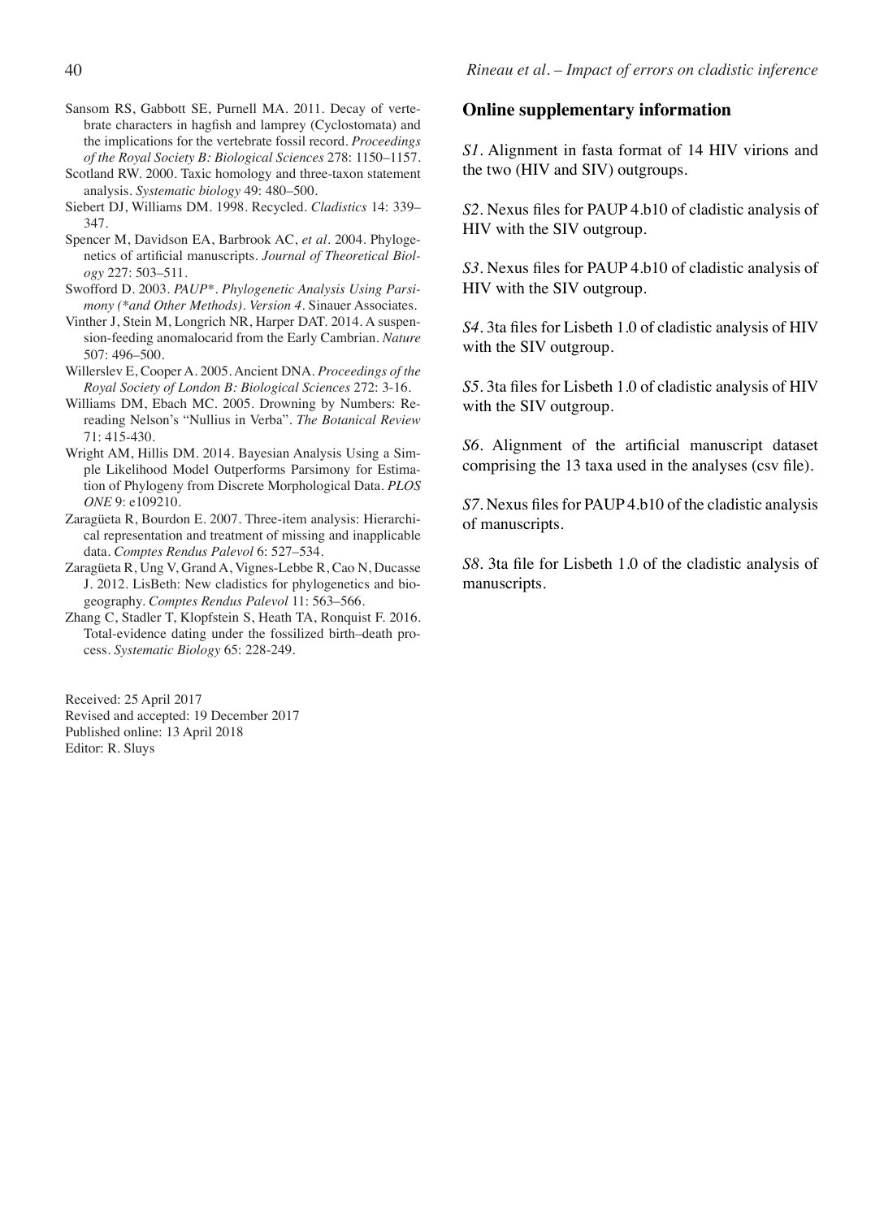Sansom RS, Gabbott SE, Purnell MA. 2011. Decay of vertebrate characters in hagfish and lamprey (Cyclostomata) and the implications for the vertebrate fossil record. *Proceedings of the Royal Society B: Biological Sciences* 278: 1150–1157.

Scotland RW. 2000. Taxic homology and three-taxon statement analysis. *Systematic biology* 49: 480–500.

Siebert DJ, Williams DM. 1998. Recycled. *Cladistics* 14: 339–347.

Spencer M, Davidson EA, Barbrook AC, *et al*. 2004. Phylogenetics of artificial manuscripts. *Journal of Theoretical Biology* 227: 503–511.

Swofford D. 2003. *PAUP\*. Phylogenetic Analysis Using Parsimony (\*and Other Methods). Version 4*. Sinauer Associates.

Vinther J, Stein M, Longrich NR, Harper DAT. 2014. A suspension-feeding anomalocarid from the Early Cambrian. *Nature* 507: 496–500.

Willerslev E, Cooper A. 2005. Ancient DNA. *Proceedings of the Royal Society of London B: Biological Sciences* 272: 3-16.

Williams DM, Ebach MC. 2005. Drowning by Numbers: Rereading Nelson's "Nullius in Verba". *The Botanical Review* 71: 415-430.

Wright AM, Hillis DM. 2014. Bayesian Analysis Using a Simple Likelihood Model Outperforms Parsimony for Estimation of Phylogeny from Discrete Morphological Data. *PLOS ONE* 9: e109210.

Zaragüeta R, Bourdon E. 2007. Three-item analysis: Hierarchical representation and treatment of missing and inapplicable data. *Comptes Rendus Palevol* 6: 527–534.

Zaragüeta R, Ung V, Grand A, Vignes-Lebbe R, Cao N, Ducasse J. 2012. LisBeth: New cladistics for phylogenetics and biogeography. *Comptes Rendus Palevol* 11: 563–566.

Zhang C, Stadler T, Klopfstein S, Heath TA, Ronquist F. 2016. Total-evidence dating under the fossilized birth–death process. *Systematic Biology* 65: 228-249.

Received: 25 April 2017
Revised and accepted: 19 December 2017
Published online: 13 April 2018
Editor: R. Sluys

## Online supplementary information

*S1*. Alignment in fasta format of 14 HIV virions and the two (HIV and SIV) outgroups.

*S2*. Nexus files for PAUP 4.b10 of cladistic analysis of HIV with the SIV outgroup.

*S3*. Nexus files for PAUP 4.b10 of cladistic analysis of HIV with the SIV outgroup.

*S4*. 3ta files for Lisbeth 1.0 of cladistic analysis of HIV with the SIV outgroup.

*S5*. 3ta files for Lisbeth 1.0 of cladistic analysis of HIV with the SIV outgroup.

*S6*. Alignment of the artificial manuscript dataset comprising the 13 taxa used in the analyses (csv file).

*S7*. Nexus files for PAUP 4.b10 of the cladistic analysis of manuscripts.

*S8*. 3ta file for Lisbeth 1.0 of the cladistic analysis of manuscripts.